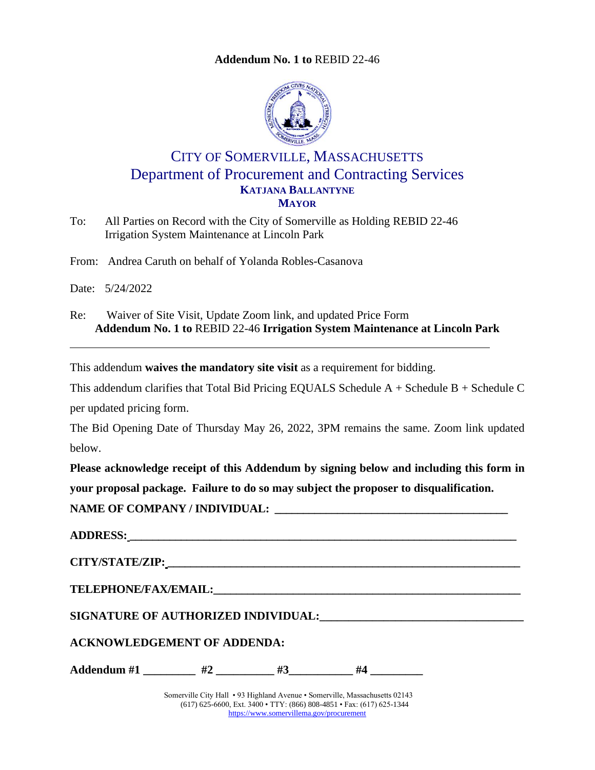**Addendum No. 1 to** REBID 22-46

# CITY OF SOMERVILLE, MASSACHUSETTS
## Department of Procurement and Contracting Services
**KATJANA BALLANTYNE**
**MAYOR**

To: All Parties on Record with the City of Somerville as Holding REBID 22-46 Irrigation System Maintenance at Lincoln Park

From: Andrea Caruth on behalf of Yolanda Robles-Casanova

Date: 5/24/2022

Re: Waiver of Site Visit, Update Zoom link, and updated Price Form
**Addendum No. 1 to** REBID 22-46 **Irrigation System Maintenance at Lincoln Park**

---

This addendum **waives the mandatory site visit** as a requirement for bidding.

This addendum clarifies that Total Bid Pricing EQUALS Schedule A + Schedule B + Schedule C per updated pricing form.

The Bid Opening Date of Thursday May 26, 2022, 3PM remains the same. Zoom link updated below.

**Please acknowledge receipt of this Addendum by signing below and including this form in your proposal package. Failure to do so may subject the proposer to disqualification.**

**NAME OF COMPANY / INDIVIDUAL:** ________________________________________

**ADDRESS:** ____________________________________________________________

**CITY/STATE/ZIP:** ______________________________________________________

**TELEPHONE/FAX/EMAIL:** _________________________________________________

**SIGNATURE OF AUTHORIZED INDIVIDUAL:** __________________________________

**ACKNOWLEDGEMENT OF ADDENDA:**

**Addendum #1** _________ **#2** __________ **#3**___________ **#4** _________

Somerville City Hall • 93 Highland Avenue • Somerville, Massachusetts 02143
(617) 625-6600, Ext. 3400 • TTY: (866) 808-4851 • Fax: (617) 625-1344
https://www.somervillema.gov/procurement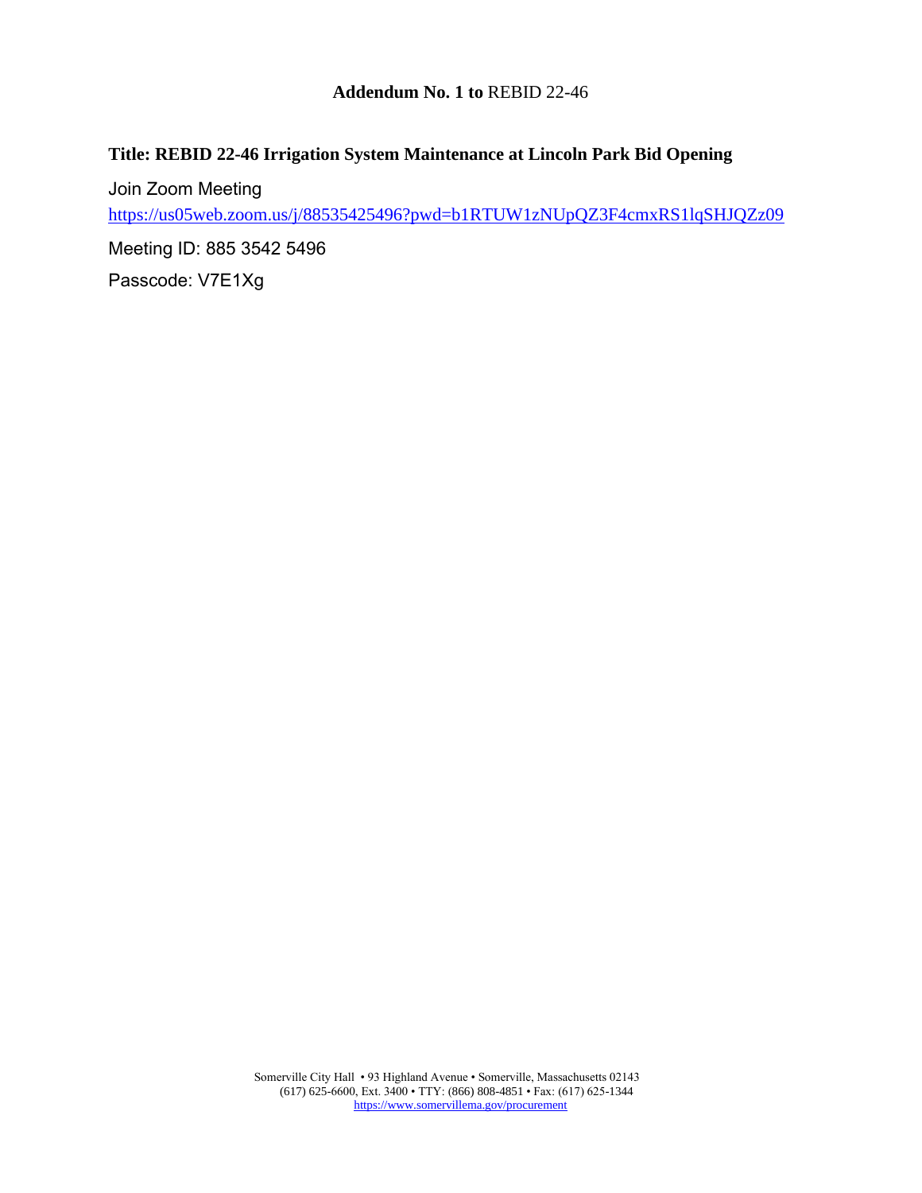**Addendum No. 1 to** REBID 22-46

**Title: REBID 22-46 Irrigation System Maintenance at Lincoln Park Bid Opening**

Join Zoom Meeting

https://us05web.zoom.us/j/88535425496?pwd=b1RTUW1zNUpQZ3F4cmxRS1lqSHJQZz09

Meeting ID: 885 3542 5496

Passcode: V7E1Xg

Somerville City Hall • 93 Highland Avenue • Somerville, Massachusetts 02143
(617) 625-6600, Ext. 3400 • TTY: (866) 808-4851 • Fax: (617) 625-1344
https://www.somervillema.gov/procurement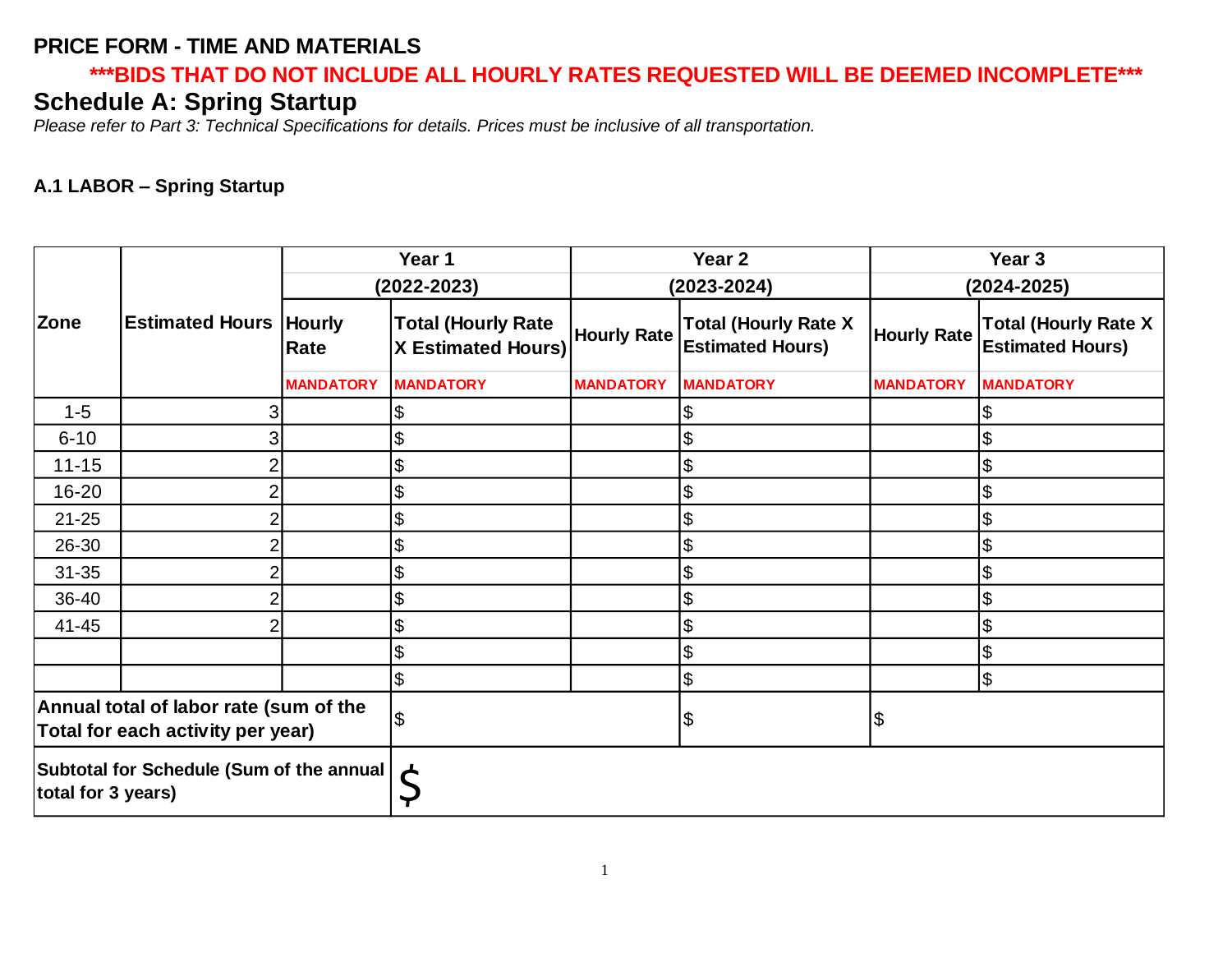## PRICE FORM - TIME AND MATERIALS

**\*\*\*BIDS THAT DO NOT INCLUDE ALL HOURLY RATES REQUESTED WILL BE DEEMED INCOMPLETE\*\*\***

## Schedule A: Spring Startup

*Please refer to Part 3: Technical Specifications for details. Prices must be inclusive of all transportation.*

### A.1 LABOR – Spring Startup

| Zone | Estimated Hours | Year 1 (2022-2023) | | Year 2 (2023-2024) | | Year 3 (2024-2025) | |
|---|---|---|---|---|---|---|---|
| | | Hourly Rate | Total (Hourly Rate X Estimated Hours) | Hourly Rate | Total (Hourly Rate X Estimated Hours) | Hourly Rate | Total (Hourly Rate X Estimated Hours) |
| | | MANDATORY | MANDATORY | MANDATORY | MANDATORY | MANDATORY | MANDATORY |
| 1-5 | 3 | | $ | | $ | | $ |
| 6-10 | 3 | | $ | | $ | | $ |
| 11-15 | 2 | | $ | | $ | | $ |
| 16-20 | 2 | | $ | | $ | | $ |
| 21-25 | 2 | | $ | | $ | | $ |
| 26-30 | 2 | | $ | | $ | | $ |
| 31-35 | 2 | | $ | | $ | | $ |
| 36-40 | 2 | | $ | | $ | | $ |
| 41-45 | 2 | | $ | | $ | | $ |
| | | | $ | | $ | | $ |
| | | | $ | | $ | | $ |
| Annual total of labor rate (sum of the Total for each activity per year) | | | $ | | $ | $ | |
| Subtotal for Schedule (Sum of the annual total for 3 years) | | | $ | | | | |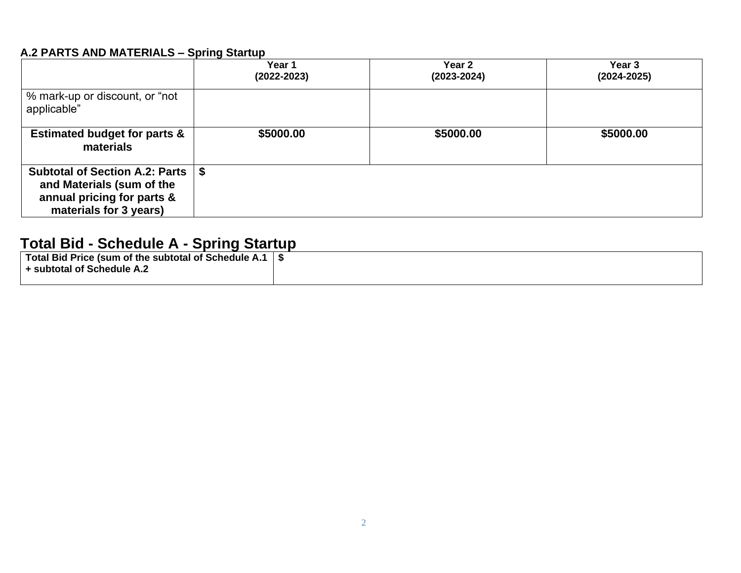**A.2 PARTS AND MATERIALS – Spring Startup**

| | Year 1 (2022-2023) | Year 2 (2023-2024) | Year 3 (2024-2025) |
|---|---|---|---|
| % mark-up or discount, or "not applicable" | | | |
| **Estimated budget for parts & materials** | **$5000.00** | **$5000.00** | **$5000.00** |
| **Subtotal of Section A.2: Parts and Materials (sum of the annual pricing for parts & materials for 3 years)** | **$** | | |

## Total Bid - Schedule A - Spring Startup

| | |
|---|---|
| **Total Bid Price (sum of the subtotal of Schedule A.1 + subtotal of Schedule A.2** | **$** |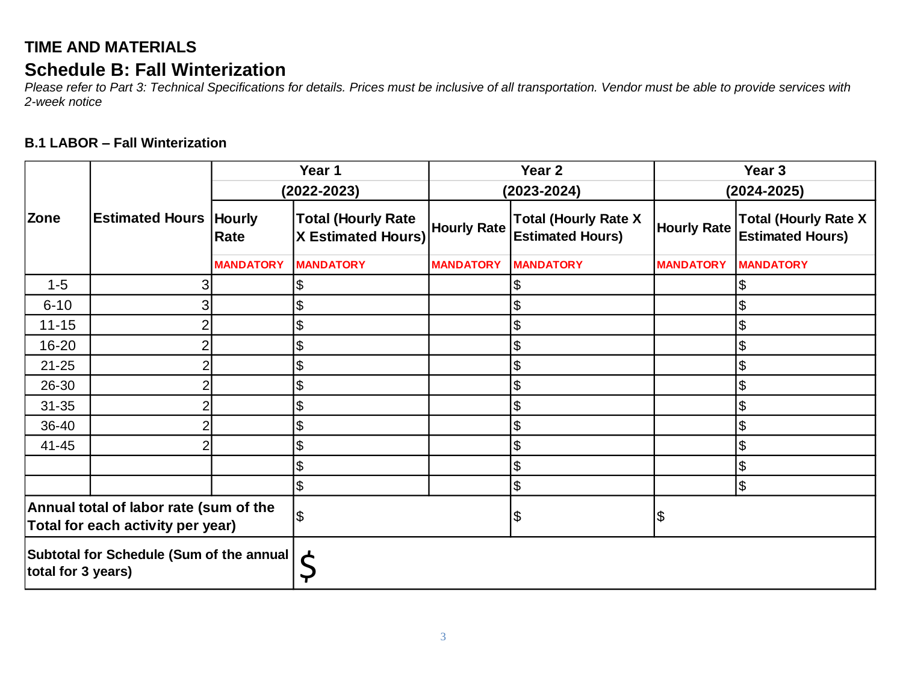**TIME AND MATERIALS**

## Schedule B: Fall Winterization

*Please refer to Part 3: Technical Specifications for details. Prices must be inclusive of all transportation. Vendor must be able to provide services with 2-week notice*

### B.1 LABOR – Fall Winterization

| Zone | Estimated Hours | Year 1 (2022-2023) | | Year 2 (2023-2024) | | Year 3 (2024-2025) | |
|---|---|---|---|---|---|---|---|
| | | Hourly Rate | Total (Hourly Rate X Estimated Hours) | Hourly Rate | Total (Hourly Rate X Estimated Hours) | Hourly Rate | Total (Hourly Rate X Estimated Hours) |
| | | MANDATORY | MANDATORY | MANDATORY | MANDATORY | MANDATORY | MANDATORY |
| 1-5 | 3 | | $ | | $ | | $ |
| 6-10 | 3 | | $ | | $ | | $ |
| 11-15 | 2 | | $ | | $ | | $ |
| 16-20 | 2 | | $ | | $ | | $ |
| 21-25 | 2 | | $ | | $ | | $ |
| 26-30 | 2 | | $ | | $ | | $ |
| 31-35 | 2 | | $ | | $ | | $ |
| 36-40 | 2 | | $ | | $ | | $ |
| 41-45 | 2 | | $ | | $ | | $ |
| | | | $ | | $ | | $ |
| | | | $ | | $ | | $ |
| Annual total of labor rate (sum of the Total for each activity per year) | | | $ | | $ | $ | |
| Subtotal for Schedule (Sum of the annual total for 3 years) | | | $ | | | | |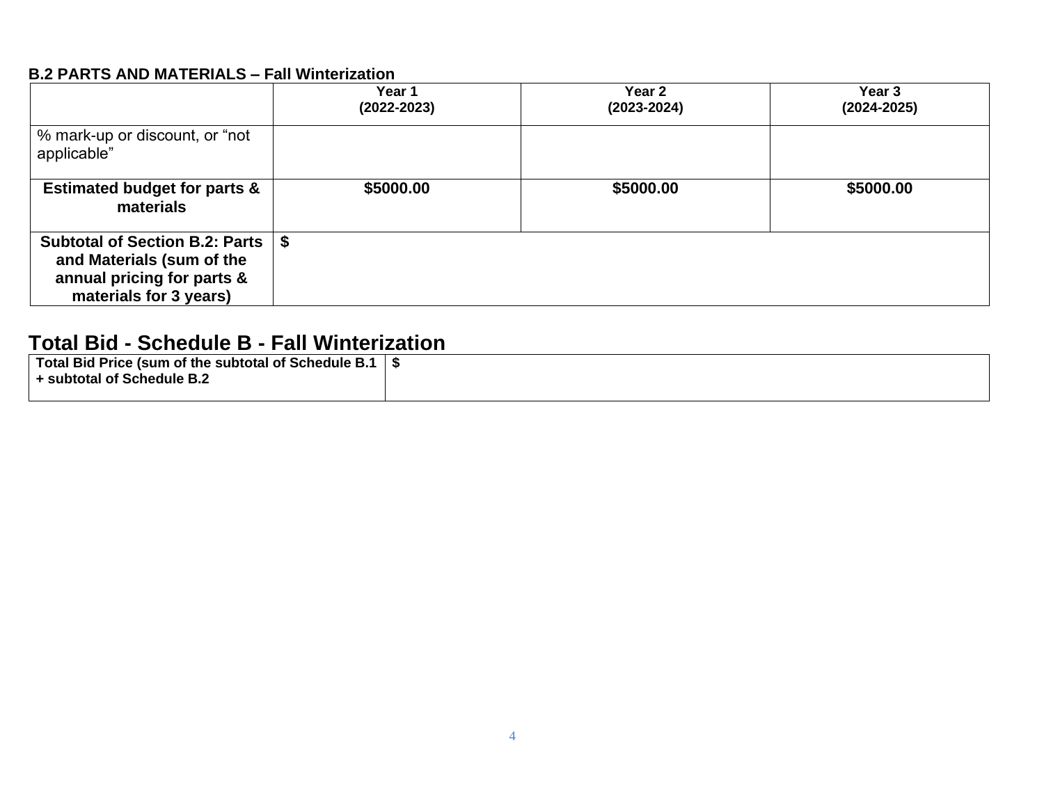**B.2 PARTS AND MATERIALS – Fall Winterization**

| | Year 1 (2022-2023) | Year 2 (2023-2024) | Year 3 (2024-2025) |
|---|---|---|---|
| % mark-up or discount, or “not applicable” | | | |
| **Estimated budget for parts & materials** | **$5000.00** | **$5000.00** | **$5000.00** |
| **Subtotal of Section B.2: Parts and Materials (sum of the annual pricing for parts & materials for 3 years)** | **$** | | |

## Total Bid - Schedule B - Fall Winterization

| | |
|---|---|
| **Total Bid Price (sum of the subtotal of Schedule B.1 + subtotal of Schedule B.2** | **$** |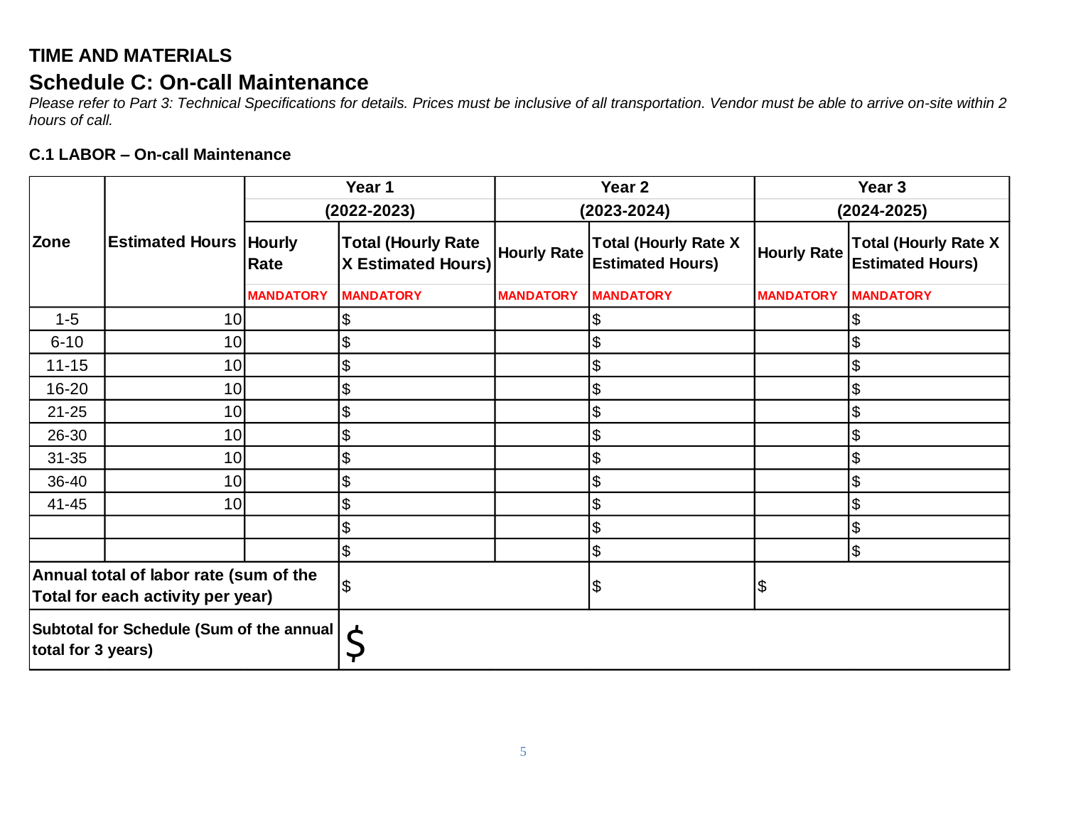**TIME AND MATERIALS**

## Schedule C: On-call Maintenance

*Please refer to Part 3: Technical Specifications for details. Prices must be inclusive of all transportation. Vendor must be able to arrive on-site within 2 hours of call.*

### C.1 LABOR – On-call Maintenance

| Zone | Estimated Hours | Year 1 (2022-2023) | | Year 2 (2023-2024) | | Year 3 (2024-2025) | |
|---|---|---|---|---|---|---|---|
| | | Hourly Rate | Total (Hourly Rate X Estimated Hours) | Hourly Rate | Total (Hourly Rate X Estimated Hours) | Hourly Rate | Total (Hourly Rate X Estimated Hours) |
| | | MANDATORY | MANDATORY | MANDATORY | MANDATORY | MANDATORY | MANDATORY |
| 1-5 | 10 | | $ | | $ | | $ |
| 6-10 | 10 | | $ | | $ | | $ |
| 11-15 | 10 | | $ | | $ | | $ |
| 16-20 | 10 | | $ | | $ | | $ |
| 21-25 | 10 | | $ | | $ | | $ |
| 26-30 | 10 | | $ | | $ | | $ |
| 31-35 | 10 | | $ | | $ | | $ |
| 36-40 | 10 | | $ | | $ | | $ |
| 41-45 | 10 | | $ | | $ | | $ |
| | | | $ | | $ | | $ |
| | | | $ | | $ | | $ |
| Annual total of labor rate (sum of the Total for each activity per year) | | | $ | | $ | $ | |
| Subtotal for Schedule (Sum of the annual total for 3 years) | | | $ | | | | |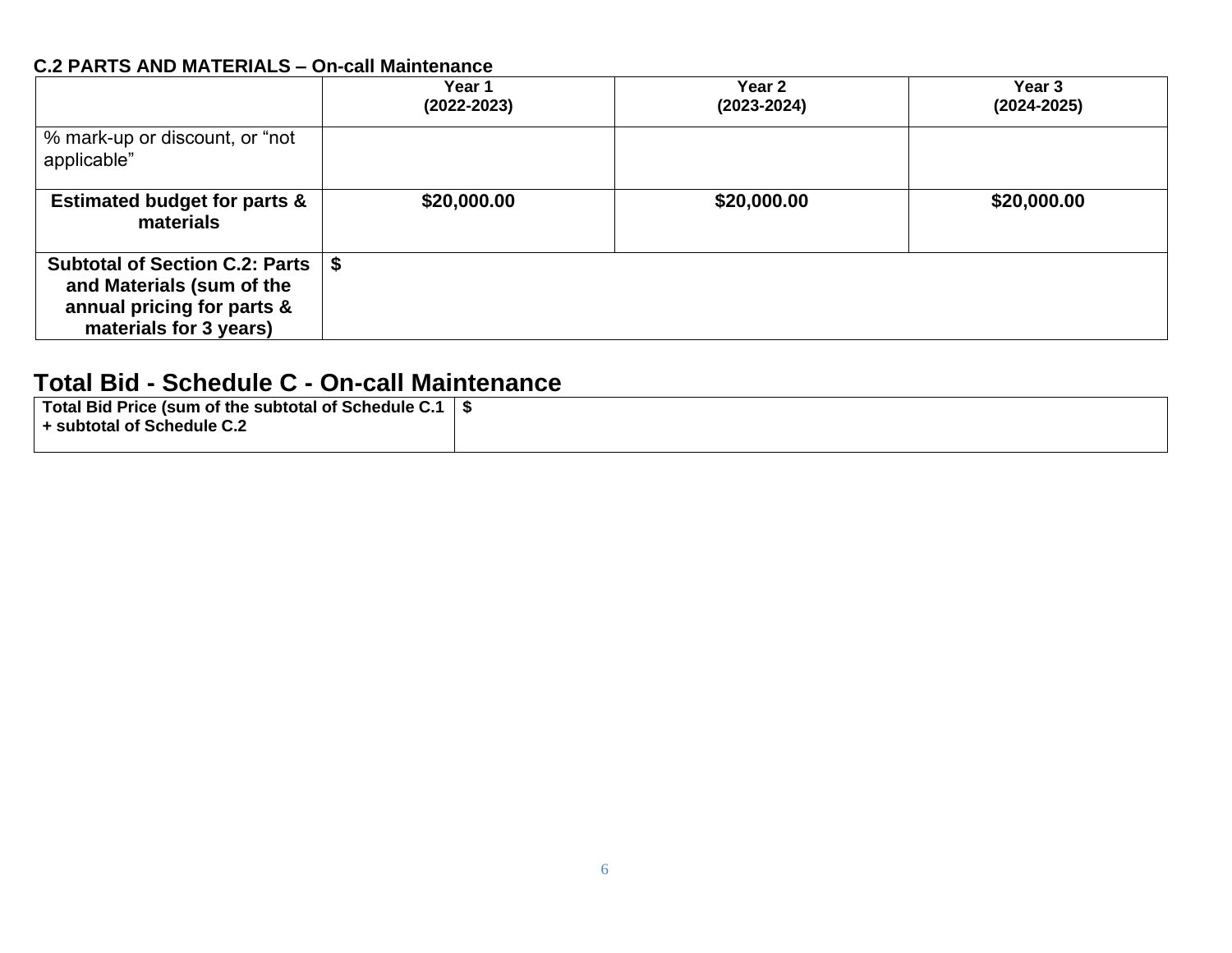**C.2 PARTS AND MATERIALS – On-call Maintenance**

| | Year 1 (2022-2023) | Year 2 (2023-2024) | Year 3 (2024-2025) |
|---|---|---|---|
| % mark-up or discount, or "not applicable" | | | |
| **Estimated budget for parts & materials** | **$20,000.00** | **$20,000.00** | **$20,000.00** |
| **Subtotal of Section C.2: Parts and Materials (sum of the annual pricing for parts & materials for 3 years)** | **$** | | |

## Total Bid - Schedule C - On-call Maintenance

| | |
|---|---|
| **Total Bid Price (sum of the subtotal of Schedule C.1 + subtotal of Schedule C.2** | **$** |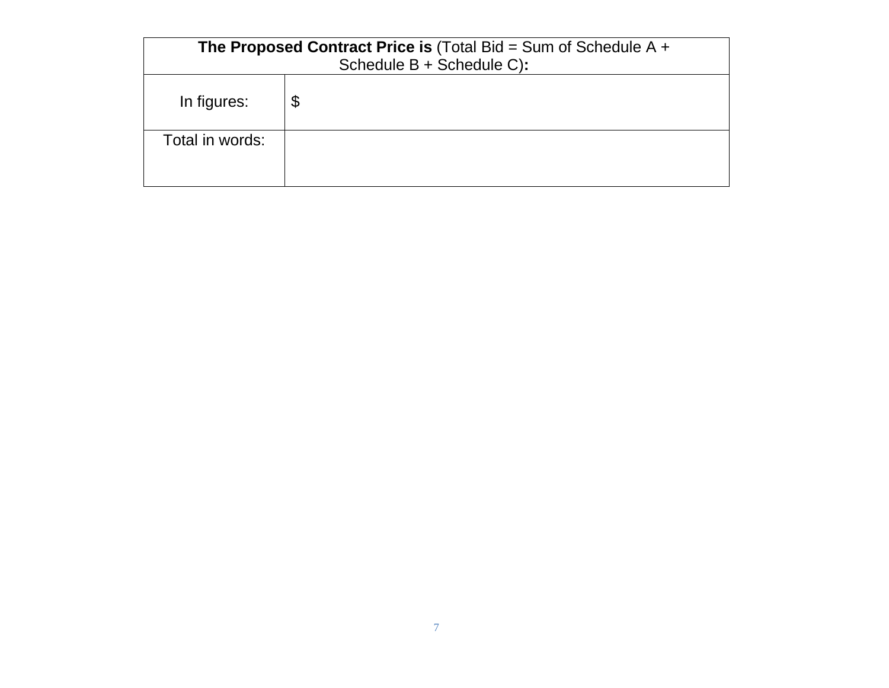| **The Proposed Contract Price is** (Total Bid = Sum of Schedule A + Schedule B + Schedule C)**:** | |
|---|---|
| In figures: | $ |
| Total in words: | |